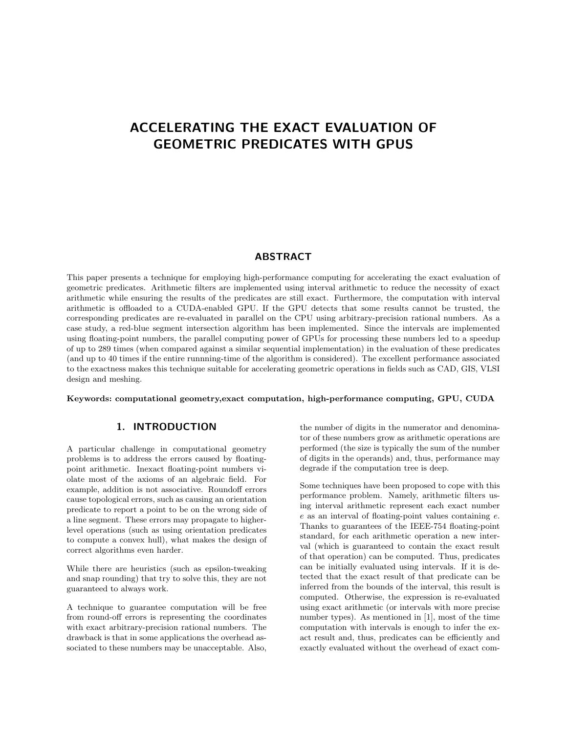# ACCELERATING THE EXACT EVALUATION OF GEOMETRIC PREDICATES WITH GPUS

## ABSTRACT

This paper presents a technique for employing high-performance computing for accelerating the exact evaluation of geometric predicates. Arithmetic filters are implemented using interval arithmetic to reduce the necessity of exact arithmetic while ensuring the results of the predicates are still exact. Furthermore, the computation with interval arithmetic is offloaded to a CUDA-enabled GPU. If the GPU detects that some results cannot be trusted, the corresponding predicates are re-evaluated in parallel on the CPU using arbitrary-precision rational numbers. As a case study, a red-blue segment intersection algorithm has been implemented. Since the intervals are implemented using floating-point numbers, the parallel computing power of GPUs for processing these numbers led to a speedup of up to 289 times (when compared against a similar sequential implementation) in the evaluation of these predicates (and up to 40 times if the entire runnning-time of the algorithm is considered). The excellent performance associated to the exactness makes this technique suitable for accelerating geometric operations in fields such as CAD, GIS, VLSI design and meshing.

**Keywords: computational geometry,exact computation, high-performance computing, GPU, CUDA**

## 1. INTRODUCTION

A particular challenge in computational geometry problems is to address the errors caused by floating-point arithmetic. Inexact floating-point numbers violate most of the axioms of an algebraic field. For example, addition is not associative. Roundoff errors cause topological errors, such as causing an orientation predicate to report a point to be on the wrong side of a line segment. These errors may propagate to higher-level operations (such as using orientation predicates to compute a convex hull), what makes the design of correct algorithms even harder.

While there are heuristics (such as epsilon-tweaking and snap rounding) that try to solve this, they are not guaranteed to always work.

A technique to guarantee computation will be free from round-off errors is representing the coordinates with exact arbitrary-precision rational numbers. The drawback is that in some applications the overhead associated to these numbers may be unacceptable. Also, the number of digits in the numerator and denominator of these numbers grow as arithmetic operations are performed (the size is typically the sum of the number of digits in the operands) and, thus, performance may degrade if the computation tree is deep.

Some techniques have been proposed to cope with this performance problem. Namely, arithmetic filters using interval arithmetic represent each exact number $e$ as an interval of floating-point values containing $e$. Thanks to guarantees of the IEEE-754 floating-point standard, for each arithmetic operation a new interval (which is guaranteed to contain the exact result of that operation) can be computed. Thus, predicates can be initially evaluated using intervals. If it is detected that the exact result of that predicate can be inferred from the bounds of the interval, this result is computed. Otherwise, the expression is re-evaluated using exact arithmetic (or intervals with more precise number types). As mentioned in [1], most of the time computation with intervals is enough to infer the exact result and, thus, predicates can be efficiently and exactly evaluated without the overhead of exact com-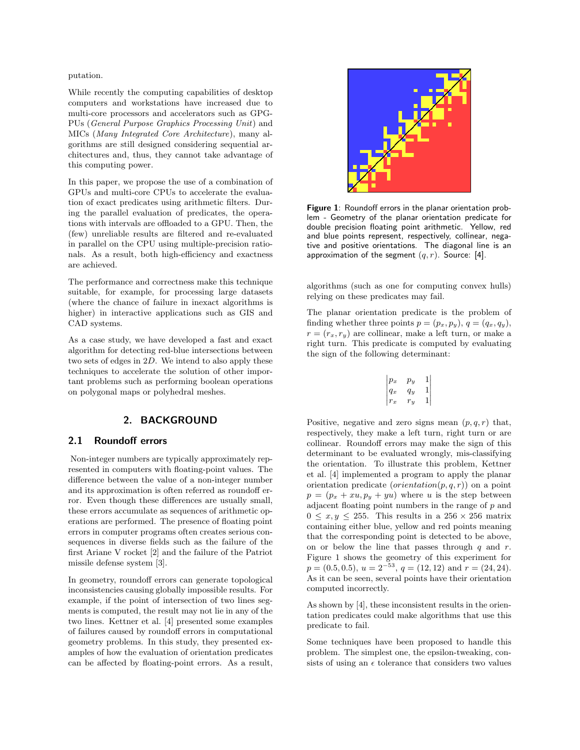putation.

While recently the computing capabilities of desktop computers and workstations have increased due to multi-core processors and accelerators such as GPGPUs (*General Purpose Graphics Processing Unit*) and MICs (*Many Integrated Core Architecture*), many algorithms are still designed considering sequential architectures and, thus, they cannot take advantage of this computing power.

In this paper, we propose the use of a combination of GPUs and multi-core CPUs to accelerate the evaluation of exact predicates using arithmetic filters. During the parallel evaluation of predicates, the operations with intervals are offloaded to a GPU. Then, the (few) unreliable results are filtered and re-evaluated in parallel on the CPU using multiple-precision rationals. As a result, both high-efficiency and exactness are achieved.

The performance and correctness make this technique suitable, for example, for processing large datasets (where the chance of failure in inexact algorithms is higher) in interactive applications such as GIS and CAD systems.

As a case study, we have developed a fast and exact algorithm for detecting red-blue intersections between two sets of edges in $2D$. We intend to also apply these techniques to accelerate the solution of other important problems such as performing boolean operations on polygonal maps or polyhedral meshes.

## 2. BACKGROUND

### 2.1 Roundoff errors

Non-integer numbers are typically approximately represented in computers with floating-point values. The difference between the value of a non-integer number and its approximation is often referred as roundoff error. Even though these differences are usually small, these errors accumulate as sequences of arithmetic operations are performed. The presence of floating point errors in computer programs often creates serious consequences in diverse fields such as the failure of the first Ariane V rocket [2] and the failure of the Patriot missile defense system [3].

In geometry, roundoff errors can generate topological inconsistencies causing globally impossible results. For example, if the point of intersection of two lines segments is computed, the result may not lie in any of the two lines. Kettner et al. [4] presented some examples of failures caused by roundoff errors in computational geometry problems. In this study, they presented examples of how the evaluation of orientation predicates can be affected by floating-point errors. As a result, algorithms (such as one for computing convex hulls) relying on these predicates may fail.

**Figure 1**: Roundoff errors in the planar orientation problem - Geometry of the planar orientation predicate for double precision floating point arithmetic. Yellow, red and blue points represent, respectively, collinear, negative and positive orientations. The diagonal line is an approximation of the segment $(q, r)$. Source: [4].

The planar orientation predicate is the problem of finding whether three points $p = (p_x, p_y)$, $q = (q_x, q_y)$, $r = (r_x, r_y)$ are collinear, make a left turn, or make a right turn. This predicate is computed by evaluating the sign of the following determinant:

$$\begin{vmatrix} p_x & p_y & 1 \\ q_x & q_y & 1 \\ r_x & r_y & 1 \end{vmatrix}$$

Positive, negative and zero signs mean $(p, q, r)$ that, respectively, they make a left turn, right turn or are collinear. Roundoff errors may make the sign of this determinant to be evaluated wrongly, mis-classifying the orientation. To illustrate this problem, Kettner et al. [4] implemented a program to apply the planar orientation predicate ($orientation(p, q, r)$) on a point $p = (p_x + xu, p_y + yu)$ where $u$ is the step between adjacent floating point numbers in the range of $p$ and $0 \leq x, y \leq 255$. This results in a $256 \times 256$ matrix containing either blue, yellow and red points meaning that the corresponding point is detected to be above, on or below the line that passes through $q$ and $r$. Figure 1 shows the geometry of this experiment for $p = (0.5, 0.5)$, $u = 2^{-53}$, $q = (12, 12)$ and $r = (24, 24)$. As it can be seen, several points have their orientation computed incorrectly.

As shown by [4], these inconsistent results in the orientation predicates could make algorithms that use this predicate to fail.

Some techniques have been proposed to handle this problem. The simplest one, the epsilon-tweaking, consists of using an $\epsilon$ tolerance that considers two values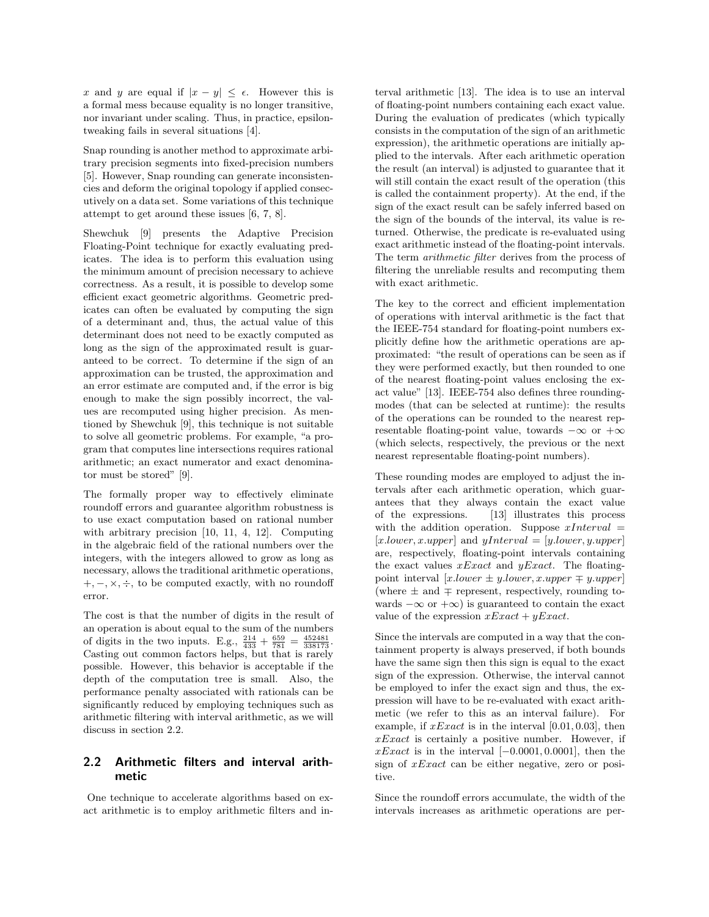$x$ and $y$ are equal if $|x - y| \leq \epsilon$. However this is a formal mess because equality is no longer transitive, nor invariant under scaling. Thus, in practice, epsilon-tweaking fails in several situations [4].

Snap rounding is another method to approximate arbitrary precision segments into fixed-precision numbers [5]. However, Snap rounding can generate inconsistencies and deform the original topology if applied consecutively on a data set. Some variations of this technique attempt to get around these issues [6, 7, 8].

Shewchuk [9] presents the Adaptive Precision Floating-Point technique for exactly evaluating predicates. The idea is to perform this evaluation using the minimum amount of precision necessary to achieve correctness. As a result, it is possible to develop some efficient exact geometric algorithms. Geometric predicates can often be evaluated by computing the sign of a determinant and, thus, the actual value of this determinant does not need to be exactly computed as long as the sign of the approximated result is guaranteed to be correct. To determine if the sign of an approximation can be trusted, the approximation and an error estimate are computed and, if the error is big enough to make the sign possibly incorrect, the values are recomputed using higher precision. As mentioned by Shewchuk [9], this technique is not suitable to solve all geometric problems. For example, "a program that computes line intersections requires rational arithmetic; an exact numerator and exact denominator must be stored" [9].

The formally proper way to effectively eliminate roundoff errors and guarantee algorithm robustness is to use exact computation based on rational number with arbitrary precision [10, 11, 4, 12]. Computing in the algebraic field of the rational numbers over the integers, with the integers allowed to grow as long as necessary, allows the traditional arithmetic operations, $+, -, \times, \div$, to be computed exactly, with no roundoff error.

The cost is that the number of digits in the result of an operation is about equal to the sum of the numbers of digits in the two inputs. E.g., $\frac{214}{433} + \frac{659}{781} = \frac{452481}{338173}$. Casting out common factors helps, but that is rarely possible. However, this behavior is acceptable if the depth of the computation tree is small. Also, the performance penalty associated with rationals can be significantly reduced by employing techniques such as arithmetic filtering with interval arithmetic, as we will discuss in section 2.2.

## 2.2 Arithmetic filters and interval arithmetic

One technique to accelerate algorithms based on exact arithmetic is to employ arithmetic filters and interval arithmetic [13]. The idea is to use an interval of floating-point numbers containing each exact value. During the evaluation of predicates (which typically consists in the computation of the sign of an arithmetic expression), the arithmetic operations are initially applied to the intervals. After each arithmetic operation the result (an interval) is adjusted to guarantee that it will still contain the exact result of the operation (this is called the containment property). At the end, if the sign of the exact result can be safely inferred based on the sign of the bounds of the interval, its value is returned. Otherwise, the predicate is re-evaluated using exact arithmetic instead of the floating-point intervals. The term *arithmetic filter* derives from the process of filtering the unreliable results and recomputing them with exact arithmetic.

The key to the correct and efficient implementation of operations with interval arithmetic is the fact that the IEEE-754 standard for floating-point numbers explicitly define how the arithmetic operations are approximated: "the result of operations can be seen as if they were performed exactly, but then rounded to one of the nearest floating-point values enclosing the exact value" [13]. IEEE-754 also defines three rounding-modes (that can be selected at runtime): the results of the operations can be rounded to the nearest representable floating-point value, towards $-\infty$ or $+\infty$ (which selects, respectively, the previous or the next nearest representable floating-point numbers).

These rounding modes are employed to adjust the intervals after each arithmetic operation, which guarantees that they always contain the exact value of the expressions. [13] illustrates this process with the addition operation. Suppose $xInterval = [x.lower, x.upper]$ and $yInterval = [y.lower, y.upper]$ are, respectively, floating-point intervals containing the exact values $xExact$ and $yExact$. The floating-point interval $[x.lower \pm y.lower, x.upper \mp y.upper]$ (where $\pm$ and $\mp$ represent, respectively, rounding towards $-\infty$ or $+\infty$) is guaranteed to contain the exact value of the expression $xExact + yExact$.

Since the intervals are computed in a way that the containment property is always preserved, if both bounds have the same sign then this sign is equal to the exact sign of the expression. Otherwise, the interval cannot be employed to infer the exact sign and thus, the expression will have to be re-evaluated with exact arithmetic (we refer to this as an interval failure). For example, if $xExact$ is in the interval $[0.01, 0.03]$, then $xExact$ is certainly a positive number. However, if $xExact$ is in the interval $[-0.0001, 0.0001]$, then the sign of $xExact$ can be either negative, zero or positive.

Since the roundoff errors accumulate, the width of the intervals increases as arithmetic operations are per-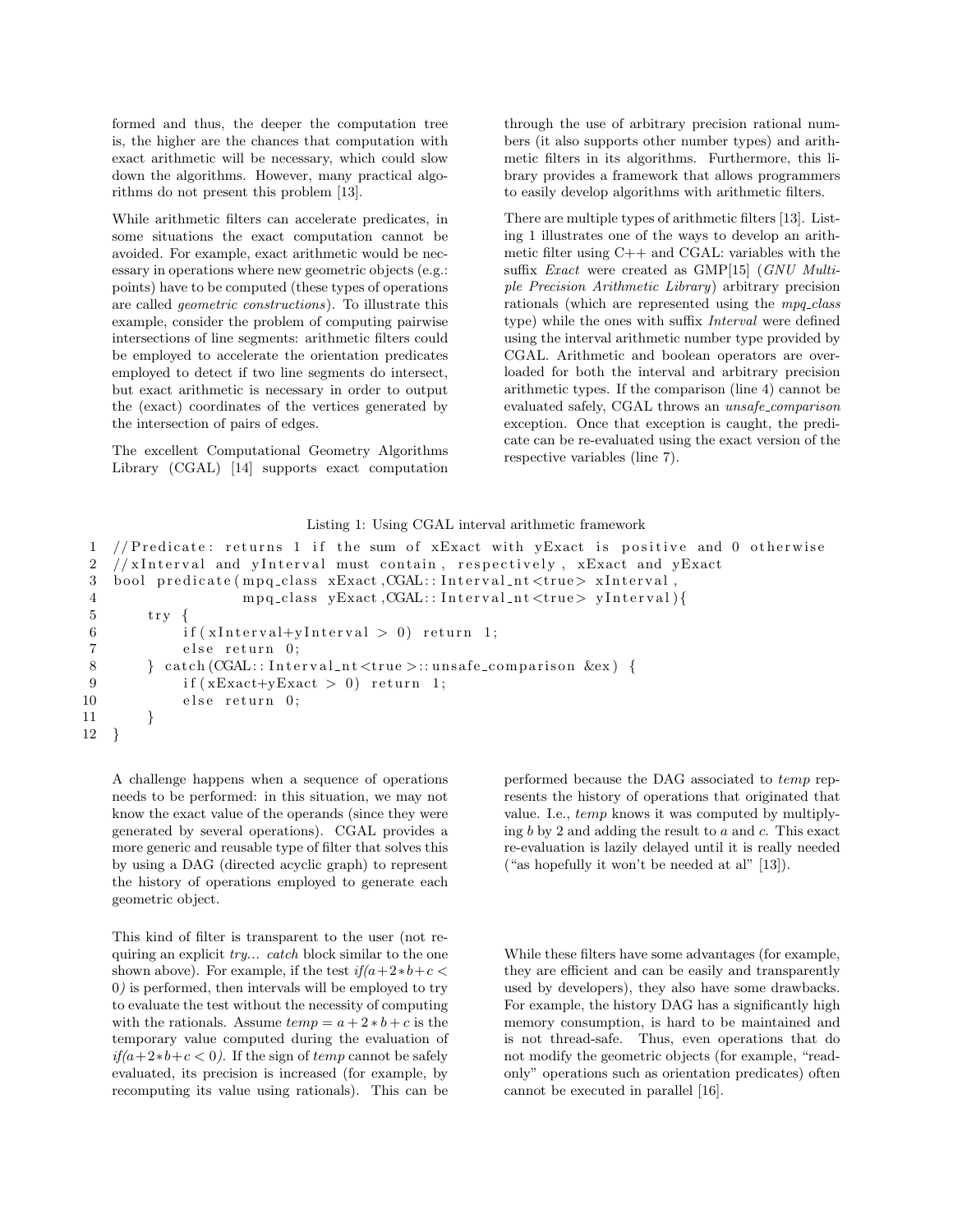formed and thus, the deeper the computation tree is, the higher are the chances that computation with exact arithmetic will be necessary, which could slow down the algorithms. However, many practical algorithms do not present this problem [13].

While arithmetic filters can accelerate predicates, in some situations the exact computation cannot be avoided. For example, exact arithmetic would be necessary in operations where new geometric objects (e.g.: points) have to be computed (these types of operations are called *geometric constructions*). To illustrate this example, consider the problem of computing pairwise intersections of line segments: arithmetic filters could be employed to accelerate the orientation predicates employed to detect if two line segments do intersect, but exact arithmetic is necessary in order to output the (exact) coordinates of the vertices generated by the intersection of pairs of edges.

The excellent Computational Geometry Algorithms Library (CGAL) [14] supports exact computation through the use of arbitrary precision rational numbers (it also supports other number types) and arithmetic filters in its algorithms. Furthermore, this library provides a framework that allows programmers to easily develop algorithms with arithmetic filters.

There are multiple types of arithmetic filters [13]. Listing 1 illustrates one of the ways to develop an arithmetic filter using C++ and CGAL: variables with the suffix *Exact* were created as GMP[15] (*GNU Multiple Precision Arithmetic Library*) arbitrary precision rationals (which are represented using the *mpq_class* type) while the ones with suffix *Interval* were defined using the interval arithmetic number type provided by CGAL. Arithmetic and boolean operators are overloaded for both the interval and arbitrary precision arithmetic types. If the comparison (line 4) cannot be evaluated safely, CGAL throws an *unsafe_comparison* exception. Once that exception is caught, the predicate can be re-evaluated using the exact version of the respective variables (line 7).

Listing 1: Using CGAL interval arithmetic framework

```
1  //Predicate: returns 1 if the sum of xExact with yExact is positive and 0 otherwise
2  //xInterval and yInterval must contain, respectively, xExact and yExact
3  bool predicate(mpq_class xExact,CGAL::Interval_nt<true> xInterval,
4                 mpq_class yExact,CGAL::Interval_nt<true> yInterval){
5      try {
6          if(xInterval+yInterval > 0) return 1;
7          else return 0;
8      } catch(CGAL::Interval_nt<true>::unsafe_comparison &ex) {
9          if(xExact+yExact > 0) return 1;
10         else return 0;
11     }
12 }
```

A challenge happens when a sequence of operations needs to be performed: in this situation, we may not know the exact value of the operands (since they were generated by several operations). CGAL provides a more generic and reusable type of filter that solves this by using a DAG (directed acyclic graph) to represent the history of operations employed to generate each geometric object.

This kind of filter is transparent to the user (not requiring an explicit *try... catch* block similar to the one shown above). For example, if the test *if(*$a+2*b+c < 0$*)* is performed, then intervals will be employed to try to evaluate the test without the necessity of computing with the rationals. Assume $temp = a + 2 * b + c$ is the temporary value computed during the evaluation of *if(*$a+2*b+c < 0$*)*. If the sign of *temp* cannot be safely evaluated, its precision is increased (for example, by recomputing its value using rationals). This can be performed because the DAG associated to *temp* represents the history of operations that originated that value. I.e., *temp* knows it was computed by multiplying *b* by 2 and adding the result to *a* and *c*. This exact re-evaluation is lazily delayed until it is really needed ("as hopefully it won't be needed at al" [13]).

While these filters have some advantages (for example, they are efficient and can be easily and transparently used by developers), they also have some drawbacks. For example, the history DAG has a significantly high memory consumption, is hard to be maintained and is not thread-safe. Thus, even operations that do not modify the geometric objects (for example, "read-only" operations such as orientation predicates) often cannot be executed in parallel [16].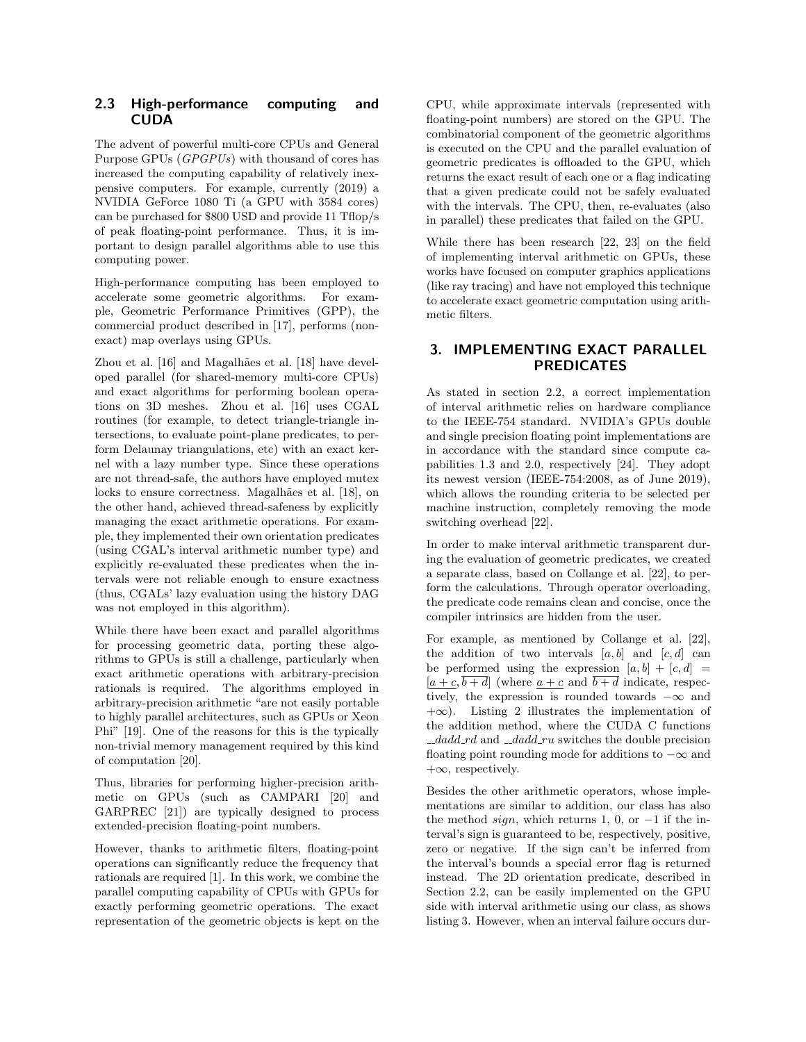### 2.3 High-performance computing and CUDA

The advent of powerful multi-core CPUs and General Purpose GPUs (*GPGPUs*) with thousand of cores has increased the computing capability of relatively inexpensive computers. For example, currently (2019) a NVIDIA GeForce 1080 Ti (a GPU with 3584 cores) can be purchased for $800 USD and provide 11 Tflop/s of peak floating-point performance. Thus, it is important to design parallel algorithms able to use this computing power.

High-performance computing has been employed to accelerate some geometric algorithms. For example, Geometric Performance Primitives (GPP), the commercial product described in [17], performs (non-exact) map overlays using GPUs.

Zhou et al. [16] and Magalhães et al. [18] have developed parallel (for shared-memory multi-core CPUs) and exact algorithms for performing boolean operations on 3D meshes. Zhou et al. [16] uses CGAL routines (for example, to detect triangle-triangle intersections, to evaluate point-plane predicates, to perform Delaunay triangulations, etc) with an exact kernel with a lazy number type. Since these operations are not thread-safe, the authors have employed mutex locks to ensure correctness. Magalhães et al. [18], on the other hand, achieved thread-safeness by explicitly managing the exact arithmetic operations. For example, they implemented their own orientation predicates (using CGAL's interval arithmetic number type) and explicitly re-evaluated these predicates when the intervals were not reliable enough to ensure exactness (thus, CGALs' lazy evaluation using the history DAG was not employed in this algorithm).

While there have been exact and parallel algorithms for processing geometric data, porting these algorithms to GPUs is still a challenge, particularly when exact arithmetic operations with arbitrary-precision rationals is required. The algorithms employed in arbitrary-precision arithmetic "are not easily portable to highly parallel architectures, such as GPUs or Xeon Phi" [19]. One of the reasons for this is the typically non-trivial memory management required by this kind of computation [20].

Thus, libraries for performing higher-precision arithmetic on GPUs (such as CAMPARI [20] and GARPREC [21]) are typically designed to process extended-precision floating-point numbers.

However, thanks to arithmetic filters, floating-point operations can significantly reduce the frequency that rationals are required [1]. In this work, we combine the parallel computing capability of CPUs with GPUs for exactly performing geometric operations. The exact representation of the geometric objects is kept on the CPU, while approximate intervals (represented with floating-point numbers) are stored on the GPU. The combinatorial component of the geometric algorithms is executed on the CPU and the parallel evaluation of geometric predicates is offloaded to the GPU, which returns the exact result of each one or a flag indicating that a given predicate could not be safely evaluated with the intervals. The CPU, then, re-evaluates (also in parallel) these predicates that failed on the GPU.

While there has been research [22, 23] on the field of implementing interval arithmetic on GPUs, these works have focused on computer graphics applications (like ray tracing) and have not employed this technique to accelerate exact geometric computation using arithmetic filters.

## 3. IMPLEMENTING EXACT PARALLEL PREDICATES

As stated in section 2.2, a correct implementation of interval arithmetic relies on hardware compliance to the IEEE-754 standard. NVIDIA's GPUs double and single precision floating point implementations are in accordance with the standard since compute capabilities 1.3 and 2.0, respectively [24]. They adopt its newest version (IEEE-754:2008, as of June 2019), which allows the rounding criteria to be selected per machine instruction, completely removing the mode switching overhead [22].

In order to make interval arithmetic transparent during the evaluation of geometric predicates, we created a separate class, based on Collange et al. [22], to perform the calculations. Through operator overloading, the predicate code remains clean and concise, once the compiler intrinsics are hidden from the user.

For example, as mentioned by Collange et al. [22], the addition of two intervals $[a, b]$ and $[c, d]$ can be performed using the expression $[a, b] + [c, d] = [\underline{a + c}, \overline{b + d}]$ (where $\underline{a + c}$ and $\overline{b + d}$ indicate, respectively, the expression is rounded towards $-\infty$ and $+\infty$). Listing 2 illustrates the implementation of the addition method, where the CUDA C functions *__dadd_rd* and *__dadd_ru* switches the double precision floating point rounding mode for additions to $-\infty$ and $+\infty$, respectively.

Besides the other arithmetic operators, whose implementations are similar to addition, our class has also the method *sign*, which returns 1, 0, or $-1$ if the interval's sign is guaranteed to be, respectively, positive, zero or negative. If the sign can't be inferred from the interval's bounds a special error flag is returned instead. The 2D orientation predicate, described in Section 2.2, can be easily implemented on the GPU side with interval arithmetic using our class, as shows listing 3. However, when an interval failure occurs dur-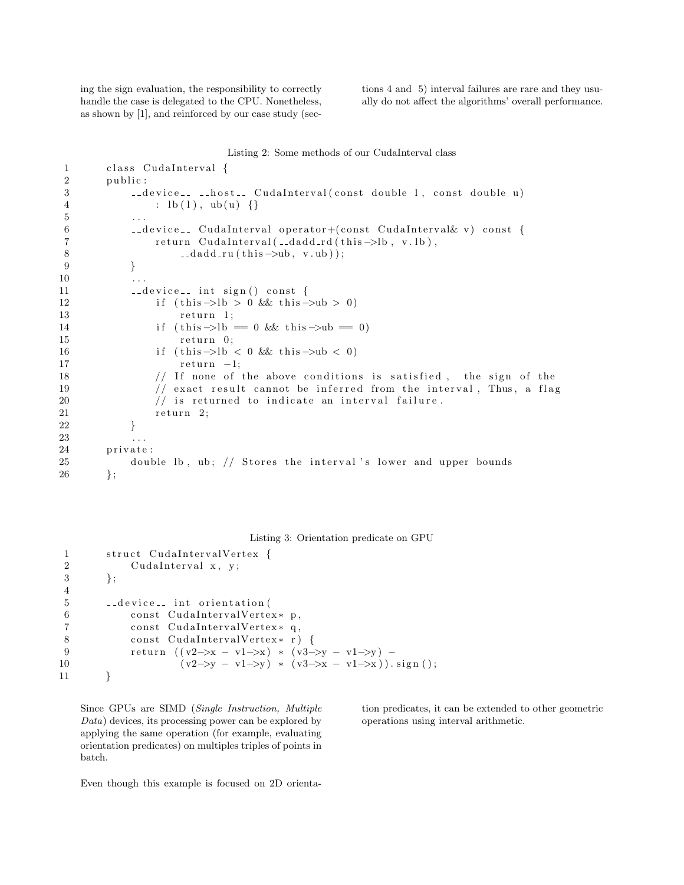ing the sign evaluation, the responsibility to correctly handle the case is delegated to the CPU. Nonetheless, as shown by [1], and reinforced by our case study (sections 4 and 5) interval failures are rare and they usually do not affect the algorithms' overall performance.

Listing 2: Some methods of our CudaInterval class

```
class CudaInterval {
public:
    __device__ __host__ CudaInterval(const double l, const double u)
        : lb(l), ub(u) {}
    ...
    __device__ CudaInterval operator+(const CudaInterval& v) const {
        return CudaInterval(__dadd_rd(this->lb, v.lb),
            __dadd_ru(this->ub, v.ub));
    }
    ...
    __device__ int sign() const {
        if (this->lb > 0 && this->ub > 0)
            return 1;
        if (this->lb == 0 && this->ub == 0)
            return 0;
        if (this->lb < 0 && this->ub < 0)
            return -1;
        // If none of the above conditions is satisfied,  the sign of the
        // exact result cannot be inferred from the interval, Thus, a flag
        // is returned to indicate an interval failure.
        return 2;
    }
    ...
private:
    double lb, ub; // Stores the interval's lower and upper bounds
};
```

Listing 3: Orientation predicate on GPU

```
struct CudaIntervalVertex {
    CudaInterval x, y;
};

__device__ int orientation(
    const CudaIntervalVertex* p,
    const CudaIntervalVertex* q,
    const CudaIntervalVertex* r) {
    return ((v2->x - v1->x) * (v3->y - v1->y) -
            (v2->y - v1->y) * (v3->x - v1->x)).sign();
}
```

Since GPUs are SIMD (*Single Instruction, Multiple Data*) devices, its processing power can be explored by applying the same operation (for example, evaluating orientation predicates) on multiples triples of points in batch.

Even though this example is focused on 2D orientation predicates, it can be extended to other geometric operations using interval arithmetic.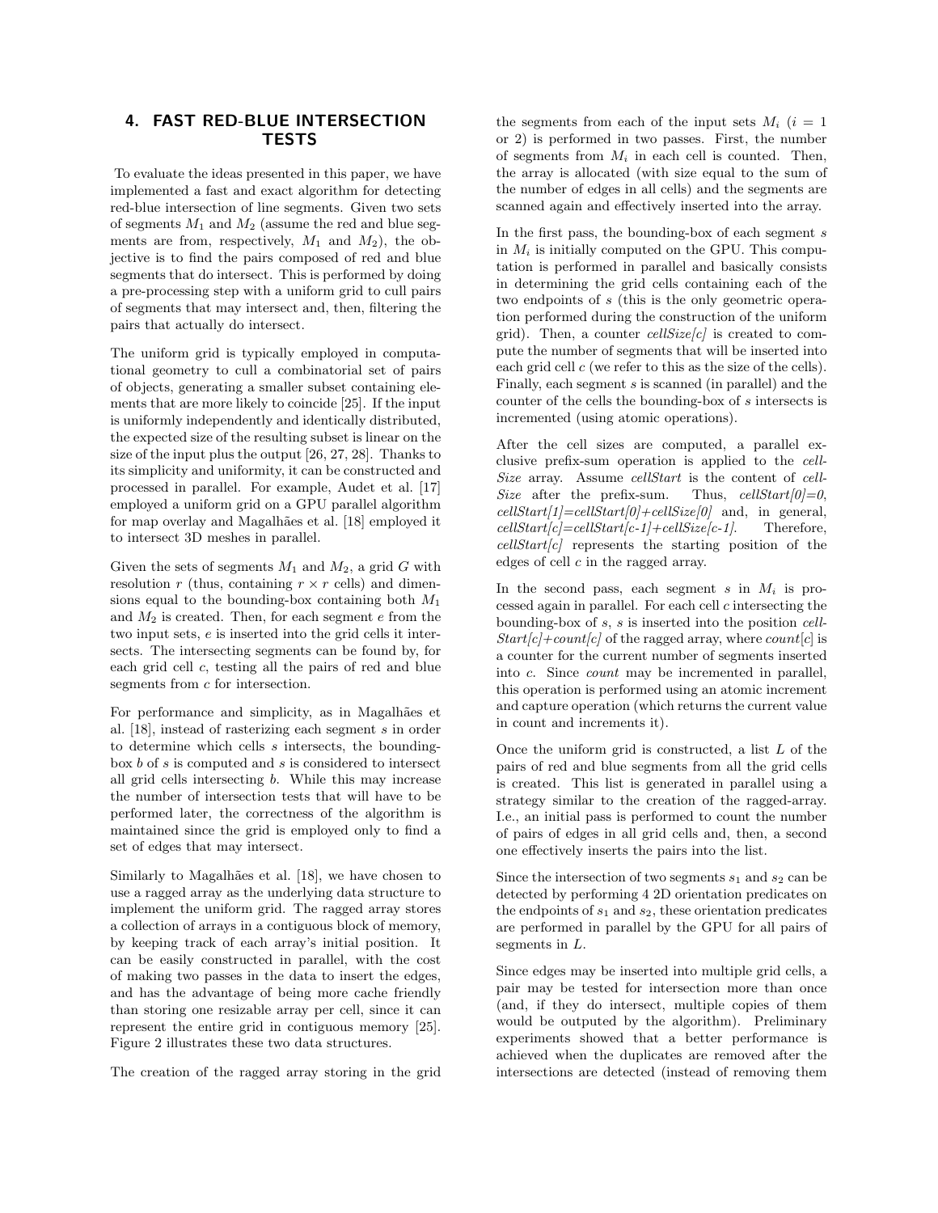## 4. FAST RED-BLUE INTERSECTION TESTS

To evaluate the ideas presented in this paper, we have implemented a fast and exact algorithm for detecting red-blue intersection of line segments. Given two sets of segments $M_1$ and $M_2$ (assume the red and blue segments are from, respectively, $M_1$ and $M_2$), the objective is to find the pairs composed of red and blue segments that do intersect. This is performed by doing a pre-processing step with a uniform grid to cull pairs of segments that may intersect and, then, filtering the pairs that actually do intersect.

The uniform grid is typically employed in computational geometry to cull a combinatorial set of pairs of objects, generating a smaller subset containing elements that are more likely to coincide [25]. If the input is uniformly independently and identically distributed, the expected size of the resulting subset is linear on the size of the input plus the output [26, 27, 28]. Thanks to its simplicity and uniformity, it can be constructed and processed in parallel. For example, Audet et al. [17] employed a uniform grid on a GPU parallel algorithm for map overlay and Magalhães et al. [18] employed it to intersect 3D meshes in parallel.

Given the sets of segments $M_1$ and $M_2$, a grid $G$ with resolution $r$ (thus, containing $r \times r$ cells) and dimensions equal to the bounding-box containing both $M_1$ and $M_2$ is created. Then, for each segment $e$ from the two input sets, $e$ is inserted into the grid cells it intersects. The intersecting segments can be found by, for each grid cell $c$, testing all the pairs of red and blue segments from $c$ for intersection.

For performance and simplicity, as in Magalhães et al. [18], instead of rasterizing each segment $s$ in order to determine which cells $s$ intersects, the bounding-box $b$ of $s$ is computed and $s$ is considered to intersect all grid cells intersecting $b$. While this may increase the number of intersection tests that will have to be performed later, the correctness of the algorithm is maintained since the grid is employed only to find a set of edges that may intersect.

Similarly to Magalhães et al. [18], we have chosen to use a ragged array as the underlying data structure to implement the uniform grid. The ragged array stores a collection of arrays in a contiguous block of memory, by keeping track of each array's initial position. It can be easily constructed in parallel, with the cost of making two passes in the data to insert the edges, and has the advantage of being more cache friendly than storing one resizable array per cell, since it can represent the entire grid in contiguous memory [25]. Figure 2 illustrates these two data structures.

The creation of the ragged array storing in the grid the segments from each of the input sets $M_i$ ($i = 1$ or 2) is performed in two passes. First, the number of segments from $M_i$ in each cell is counted. Then, the array is allocated (with size equal to the sum of the number of edges in all cells) and the segments are scanned again and effectively inserted into the array.

In the first pass, the bounding-box of each segment $s$ in $M_i$ is initially computed on the GPU. This computation is performed in parallel and basically consists in determining the grid cells containing each of the two endpoints of $s$ (this is the only geometric operation performed during the construction of the uniform grid). Then, a counter *cellSize[c]* is created to compute the number of segments that will be inserted into each grid cell $c$ (we refer to this as the size of the cells). Finally, each segment $s$ is scanned (in parallel) and the counter of the cells the bounding-box of $s$ intersects is incremented (using atomic operations).

After the cell sizes are computed, a parallel exclusive prefix-sum operation is applied to the *cellSize* array. Assume *cellStart* is the content of *cellSize* after the prefix-sum. Thus, *cellStart[0]=0*, *cellStart[1]=cellStart[0]+cellSize[0]* and, in general, *cellStart[c]=cellStart[c-1]+cellSize[c-1]*. Therefore, *cellStart[c]* represents the starting position of the edges of cell $c$ in the ragged array.

In the second pass, each segment $s$ in $M_i$ is processed again in parallel. For each cell $c$ intersecting the bounding-box of $s$, $s$ is inserted into the position *cellStart[c]+count[c]* of the ragged array, where *count*[$c$] is a counter for the current number of segments inserted into $c$. Since *count* may be incremented in parallel, this operation is performed using an atomic increment and capture operation (which returns the current value in count and increments it).

Once the uniform grid is constructed, a list $L$ of the pairs of red and blue segments from all the grid cells is created. This list is generated in parallel using a strategy similar to the creation of the ragged-array. I.e., an initial pass is performed to count the number of pairs of edges in all grid cells and, then, a second one effectively inserts the pairs into the list.

Since the intersection of two segments $s_1$ and $s_2$ can be detected by performing 4 2D orientation predicates on the endpoints of $s_1$ and $s_2$, these orientation predicates are performed in parallel by the GPU for all pairs of segments in $L$.

Since edges may be inserted into multiple grid cells, a pair may be tested for intersection more than once (and, if they do intersect, multiple copies of them would be outputed by the algorithm). Preliminary experiments showed that a better performance is achieved when the duplicates are removed after the intersections are detected (instead of removing them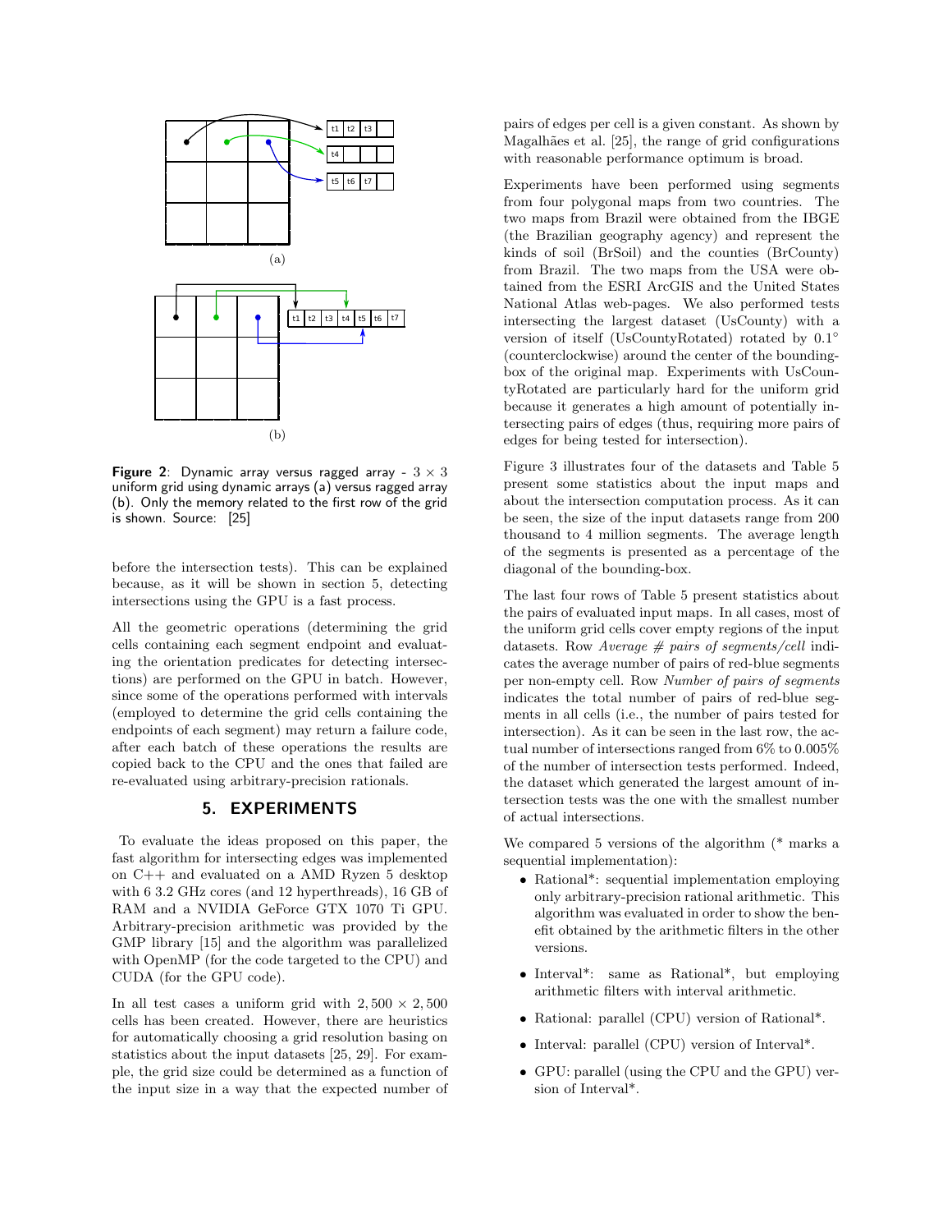**Figure 2**: Dynamic array versus ragged array - $3 \times 3$ uniform grid using dynamic arrays (a) versus ragged array (b). Only the memory related to the first row of the grid is shown. Source: [25]

before the intersection tests). This can be explained because, as it will be shown in section 5, detecting intersections using the GPU is a fast process.

All the geometric operations (determining the grid cells containing each segment endpoint and evaluating the orientation predicates for detecting intersections) are performed on the GPU in batch. However, since some of the operations performed with intervals (employed to determine the grid cells containing the endpoints of each segment) may return a failure code, after each batch of these operations the results are copied back to the CPU and the ones that failed are re-evaluated using arbitrary-precision rationals.

## 5. EXPERIMENTS

To evaluate the ideas proposed on this paper, the fast algorithm for intersecting edges was implemented on C++ and evaluated on a AMD Ryzen 5 desktop with 6 3.2 GHz cores (and 12 hyperthreads), 16 GB of RAM and a NVIDIA GeForce GTX 1070 Ti GPU. Arbitrary-precision arithmetic was provided by the GMP library [15] and the algorithm was parallelized with OpenMP (for the code targeted to the CPU) and CUDA (for the GPU code).

In all test cases a uniform grid with $2,500 \times 2,500$ cells has been created. However, there are heuristics for automatically choosing a grid resolution basing on statistics about the input datasets [25, 29]. For example, the grid size could be determined as a function of the input size in a way that the expected number of pairs of edges per cell is a given constant. As shown by Magalhães et al. [25], the range of grid configurations with reasonable performance optimum is broad.

Experiments have been performed using segments from four polygonal maps from two countries. The two maps from Brazil were obtained from the IBGE (the Brazilian geography agency) and represent the kinds of soil (BrSoil) and the counties (BrCounty) from Brazil. The two maps from the USA were obtained from the ESRI ArcGIS and the United States National Atlas web-pages. We also performed tests intersecting the largest dataset (UsCounty) with a version of itself (UsCountyRotated) rotated by 0.1° (counterclockwise) around the center of the bounding-box of the original map. Experiments with UsCountyRotated are particularly hard for the uniform grid because it generates a high amount of potentially intersecting pairs of edges (thus, requiring more pairs of edges for being tested for intersection).

Figure 3 illustrates four of the datasets and Table 5 present some statistics about the input maps and about the intersection computation process. As it can be seen, the size of the input datasets range from 200 thousand to 4 million segments. The average length of the segments is presented as a percentage of the diagonal of the bounding-box.

The last four rows of Table 5 present statistics about the pairs of evaluated input maps. In all cases, most of the uniform grid cells cover empty regions of the input datasets. Row *Average # pairs of segments/cell* indicates the average number of pairs of red-blue segments per non-empty cell. Row *Number of pairs of segments* indicates the total number of pairs of red-blue segments in all cells (i.e., the number of pairs tested for intersection). As it can be seen in the last row, the actual number of intersections ranged from 6% to 0.005% of the number of intersection tests performed. Indeed, the dataset which generated the largest amount of intersection tests was the one with the smallest number of actual intersections.

We compared 5 versions of the algorithm (* marks a sequential implementation):

- Rational*: sequential implementation employing only arbitrary-precision rational arithmetic. This algorithm was evaluated in order to show the benefit obtained by the arithmetic filters in the other versions.
- Interval*: same as Rational*, but employing arithmetic filters with interval arithmetic.
- Rational: parallel (CPU) version of Rational*.
- Interval: parallel (CPU) version of Interval*.
- GPU: parallel (using the CPU and the GPU) version of Interval*.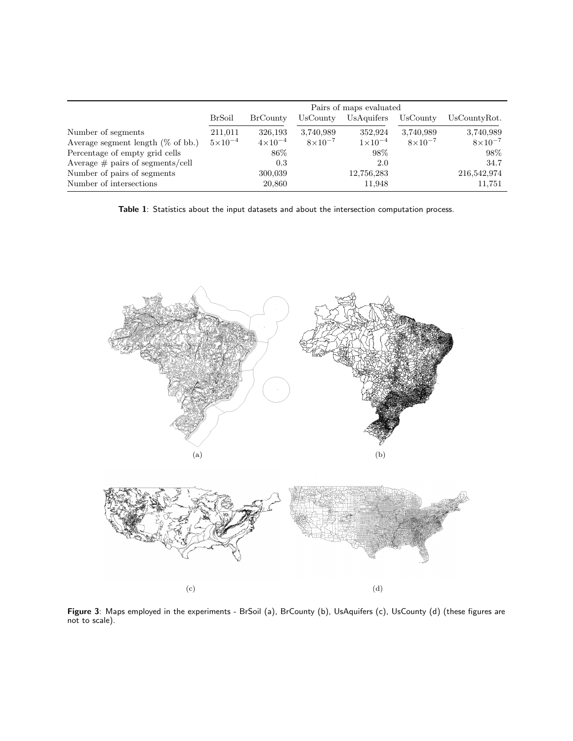| | Pairs of maps evaluated | | | | | |
|---|---|---|---|---|---|---|
| | BrSoil | BrCounty | UsCounty | UsAquifers | UsCounty | UsCountyRot. |
| Number of segments | 211,011 | 326,193 | 3,740,989 | 352,924 | 3,740,989 | 3,740,989 |
| Average segment length (% of bb.) | $5\times10^{-4}$ | $4\times10^{-4}$ | $8\times10^{-7}$ | $1\times10^{-4}$ | $8\times10^{-7}$ | $8\times10^{-7}$ |
| Percentage of empty grid cells | | 86% | | 98% | | 98% |
| Average # pairs of segments/cell | | 0.3 | | 2.0 | | 34.7 |
| Number of pairs of segments | | 300,039 | | 12,756,283 | | 216,542,974 |
| Number of intersections | | 20,860 | | 11,948 | | 11,751 |

**Table 1**: Statistics about the input datasets and about the intersection computation process.

(a)

(b)

(c)

(d)

**Figure 3**: Maps employed in the experiments - BrSoil (a), BrCounty (b), UsAquifers (c), UsCounty (d) (these figures are not to scale).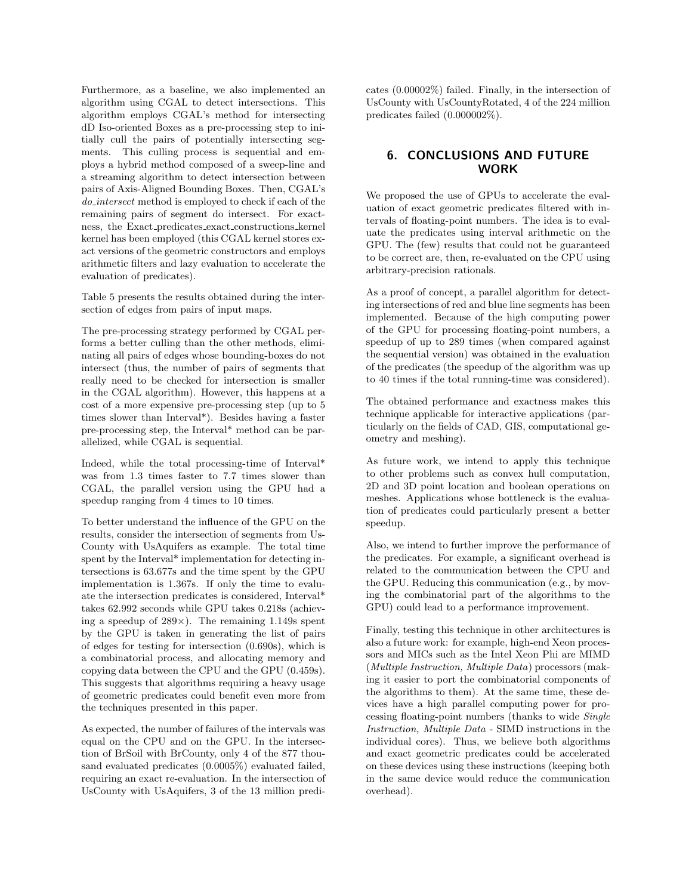Furthermore, as a baseline, we also implemented an algorithm using CGAL to detect intersections. This algorithm employs CGAL's method for intersecting dD Iso-oriented Boxes as a pre-processing step to initially cull the pairs of potentially intersecting segments. This culling process is sequential and employs a hybrid method composed of a sweep-line and a streaming algorithm to detect intersection between pairs of Axis-Aligned Bounding Boxes. Then, CGAL's *do_intersect* method is employed to check if each of the remaining pairs of segment do intersect. For exactness, the Exact_predicates_exact_constructions_kernel kernel has been employed (this CGAL kernel stores exact versions of the geometric constructors and employs arithmetic filters and lazy evaluation to accelerate the evaluation of predicates).

Table 5 presents the results obtained during the intersection of edges from pairs of input maps.

The pre-processing strategy performed by CGAL performs a better culling than the other methods, eliminating all pairs of edges whose bounding-boxes do not intersect (thus, the number of pairs of segments that really need to be checked for intersection is smaller in the CGAL algorithm). However, this happens at a cost of a more expensive pre-processing step (up to 5 times slower than Interval*). Besides having a faster pre-processing step, the Interval* method can be parallelized, while CGAL is sequential.

Indeed, while the total processing-time of Interval* was from 1.3 times faster to 7.7 times slower than CGAL, the parallel version using the GPU had a speedup ranging from 4 times to 10 times.

To better understand the influence of the GPU on the results, consider the intersection of segments from UsCounty with UsAquifers as example. The total time spent by the Interval* implementation for detecting intersections is 63.677s and the time spent by the GPU implementation is 1.367s. If only the time to evaluate the intersection predicates is considered, Interval* takes 62.992 seconds while GPU takes 0.218s (achieving a speedup of 289×). The remaining 1.149s spent by the GPU is taken in generating the list of pairs of edges for testing for intersection (0.690s), which is a combinatorial process, and allocating memory and copying data between the CPU and the GPU (0.459s). This suggests that algorithms requiring a heavy usage of geometric predicates could benefit even more from the techniques presented in this paper.

As expected, the number of failures of the intervals was equal on the CPU and on the GPU. In the intersection of BrSoil with BrCounty, only 4 of the 877 thousand evaluated predicates (0.0005%) evaluated failed, requiring an exact re-evaluation. In the intersection of UsCounty with UsAquifers, 3 of the 13 million predicates (0.00002%) failed. Finally, in the intersection of UsCounty with UsCountyRotated, 4 of the 224 million predicates failed (0.000002%).

## 6. CONCLUSIONS AND FUTURE WORK

We proposed the use of GPUs to accelerate the evaluation of exact geometric predicates filtered with intervals of floating-point numbers. The idea is to evaluate the predicates using interval arithmetic on the GPU. The (few) results that could not be guaranteed to be correct are, then, re-evaluated on the CPU using arbitrary-precision rationals.

As a proof of concept, a parallel algorithm for detecting intersections of red and blue line segments has been implemented. Because of the high computing power of the GPU for processing floating-point numbers, a speedup of up to 289 times (when compared against the sequential version) was obtained in the evaluation of the predicates (the speedup of the algorithm was up to 40 times if the total running-time was considered).

The obtained performance and exactness makes this technique applicable for interactive applications (particularly on the fields of CAD, GIS, computational geometry and meshing).

As future work, we intend to apply this technique to other problems such as convex hull computation, 2D and 3D point location and boolean operations on meshes. Applications whose bottleneck is the evaluation of predicates could particularly present a better speedup.

Also, we intend to further improve the performance of the predicates. For example, a significant overhead is related to the communication between the CPU and the GPU. Reducing this communication (e.g., by moving the combinatorial part of the algorithms to the GPU) could lead to a performance improvement.

Finally, testing this technique in other architectures is also a future work: for example, high-end Xeon processors and MICs such as the Intel Xeon Phi are MIMD (*Multiple Instruction, Multiple Data*) processors (making it easier to port the combinatorial components of the algorithms to them). At the same time, these devices have a high parallel computing power for processing floating-point numbers (thanks to wide *Single Instruction, Multiple Data* - SIMD instructions in the individual cores). Thus, we believe both algorithms and exact geometric predicates could be accelerated on these devices using these instructions (keeping both in the same device would reduce the communication overhead).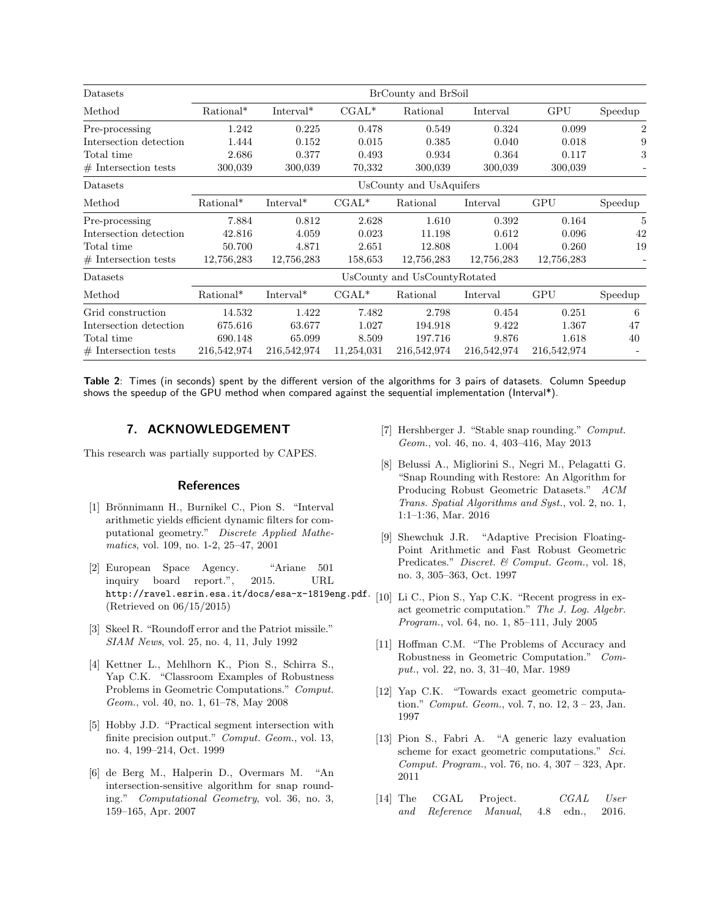| Datasets | BrCounty and BrSoil | | | | | | |
|---|---|---|---|---|---|---|---|
| Method | Rational* | Interval* | CGAL* | Rational | Interval | GPU | Speedup |
| Pre-processing | 1.242 | 0.225 | 0.478 | 0.549 | 0.324 | 0.099 | 2 |
| Intersection detection | 1.444 | 0.152 | 0.015 | 0.385 | 0.040 | 0.018 | 9 |
| Total time | 2.686 | 0.377 | 0.493 | 0.934 | 0.364 | 0.117 | 3 |
| # Intersection tests | 300,039 | 300,039 | 70,332 | 300,039 | 300,039 | 300,039 | - |
| Datasets | UsCounty and UsAquifers | | | | | | |
| Method | Rational* | Interval* | CGAL* | Rational | Interval | GPU | Speedup |
| Pre-processing | 7.884 | 0.812 | 2.628 | 1.610 | 0.392 | 0.164 | 5 |
| Intersection detection | 42.816 | 4.059 | 0.023 | 11.198 | 0.612 | 0.096 | 42 |
| Total time | 50.700 | 4.871 | 2.651 | 12.808 | 1.004 | 0.260 | 19 |
| # Intersection tests | 12,756,283 | 12,756,283 | 158,653 | 12,756,283 | 12,756,283 | 12,756,283 | - |
| Datasets | UsCounty and UsCountyRotated | | | | | | |
| Method | Rational* | Interval* | CGAL* | Rational | Interval | GPU | Speedup |
| Grid construction | 14.532 | 1.422 | 7.482 | 2.798 | 0.454 | 0.251 | 6 |
| Intersection detection | 675.616 | 63.677 | 1.027 | 194.918 | 9.422 | 1.367 | 47 |
| Total time | 690.148 | 65.099 | 8.509 | 197.716 | 9.876 | 1.618 | 40 |
| # Intersection tests | 216,542,974 | 216,542,974 | 11,254,031 | 216,542,974 | 216,542,974 | 216,542,974 | - |

**Table 2**: Times (in seconds) spent by the different version of the algorithms for 3 pairs of datasets. Column Speedup shows the speedup of the GPU method when compared against the sequential implementation (Interval*).

## 7. ACKNOWLEDGEMENT

This research was partially supported by CAPES.

### References

[1] Brönnimann H., Burnikel C., Pion S. "Interval arithmetic yields efficient dynamic filters for computational geometry." *Discrete Applied Mathematics*, vol. 109, no. 1-2, 25–47, 2001

[2] European Space Agency. "Ariane 501 inquiry board report.", 2015. URL http://ravel.esrin.esa.it/docs/esa-x-1819eng.pdf. (Retrieved on 06/15/2015)

[3] Skeel R. "Roundoff error and the Patriot missile." *SIAM News*, vol. 25, no. 4, 11, July 1992

[4] Kettner L., Mehlhorn K., Pion S., Schirra S., Yap C.K. "Classroom Examples of Robustness Problems in Geometric Computations." *Comput. Geom.*, vol. 40, no. 1, 61–78, May 2008

[5] Hobby J.D. "Practical segment intersection with finite precision output." *Comput. Geom.*, vol. 13, no. 4, 199–214, Oct. 1999

[6] de Berg M., Halperin D., Overmars M. "An intersection-sensitive algorithm for snap rounding." *Computational Geometry*, vol. 36, no. 3, 159–165, Apr. 2007

[7] Hershberger J. "Stable snap rounding." *Comput. Geom.*, vol. 46, no. 4, 403–416, May 2013

[8] Belussi A., Migliorini S., Negri M., Pelagatti G. "Snap Rounding with Restore: An Algorithm for Producing Robust Geometric Datasets." *ACM Trans. Spatial Algorithms and Syst.*, vol. 2, no. 1, 1:1–1:36, Mar. 2016

[9] Shewchuk J.R. "Adaptive Precision Floating-Point Arithmetic and Fast Robust Geometric Predicates." *Discret. & Comput. Geom.*, vol. 18, no. 3, 305–363, Oct. 1997

[10] Li C., Pion S., Yap C.K. "Recent progress in exact geometric computation." *The J. Log. Algebr. Program.*, vol. 64, no. 1, 85–111, July 2005

[11] Hoffman C.M. "The Problems of Accuracy and Robustness in Geometric Computation." *Comput.*, vol. 22, no. 3, 31–40, Mar. 1989

[12] Yap C.K. "Towards exact geometric computation." *Comput. Geom.*, vol. 7, no. 12, 3 – 23, Jan. 1997

[13] Pion S., Fabri A. "A generic lazy evaluation scheme for exact geometric computations." *Sci. Comput. Program.*, vol. 76, no. 4, 307 – 323, Apr. 2011

[14] The CGAL Project. *CGAL User and Reference Manual*, 4.8 edn., 2016.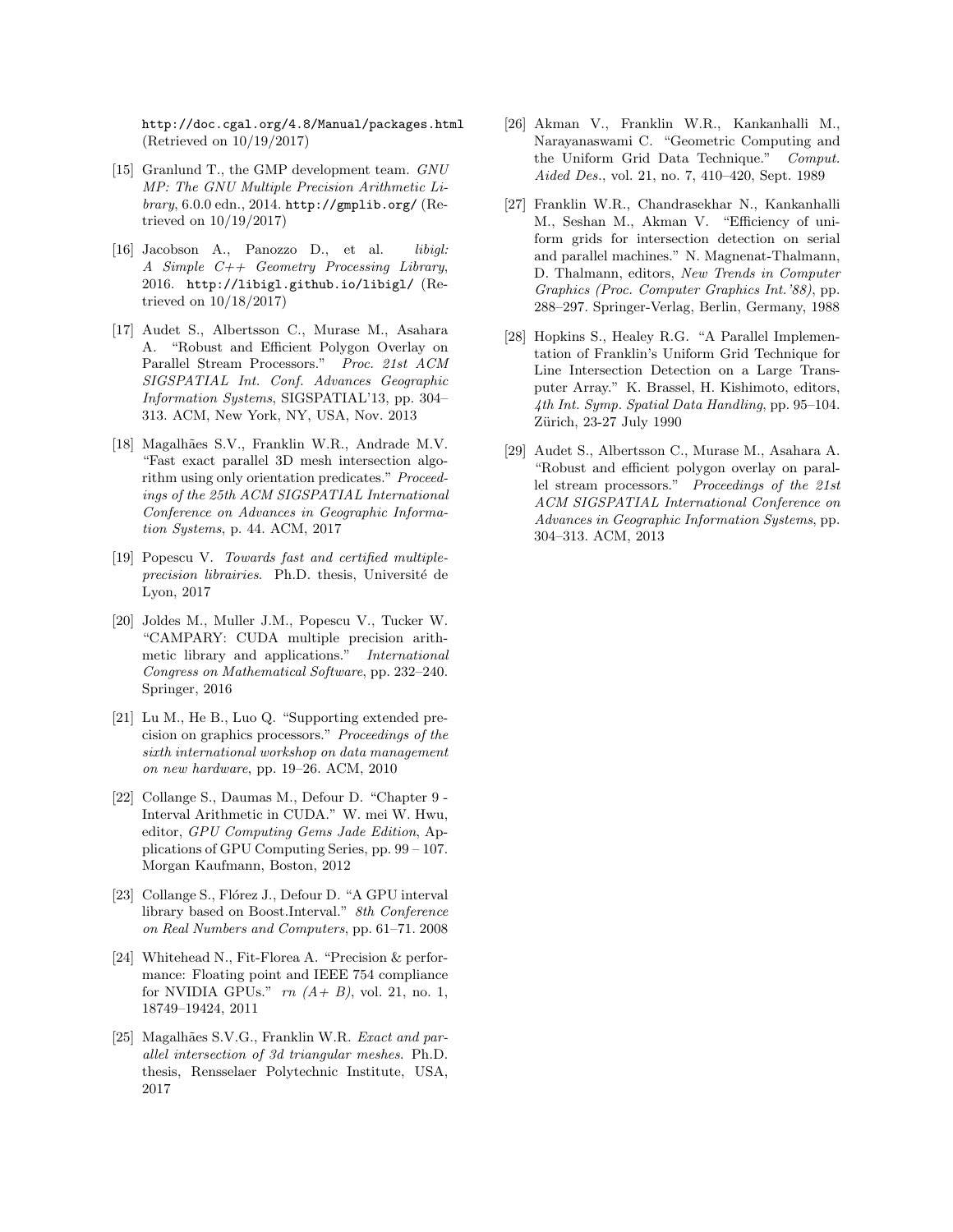http://doc.cgal.org/4.8/Manual/packages.html (Retrieved on 10/19/2017)

[15] Granlund T., the GMP development team. *GNU MP: The GNU Multiple Precision Arithmetic Library*, 6.0.0 edn., 2014. http://gmplib.org/ (Retrieved on 10/19/2017)

[16] Jacobson A., Panozzo D., et al. *libigl: A Simple C++ Geometry Processing Library*, 2016. http://libigl.github.io/libigl/ (Retrieved on 10/18/2017)

[17] Audet S., Albertsson C., Murase M., Asahara A. "Robust and Efficient Polygon Overlay on Parallel Stream Processors." *Proc. 21st ACM SIGSPATIAL Int. Conf. Advances Geographic Information Systems*, SIGSPATIAL'13, pp. 304–313. ACM, New York, NY, USA, Nov. 2013

[18] Magalhães S.V., Franklin W.R., Andrade M.V. "Fast exact parallel 3D mesh intersection algorithm using only orientation predicates." *Proceedings of the 25th ACM SIGSPATIAL International Conference on Advances in Geographic Information Systems*, p. 44. ACM, 2017

[19] Popescu V. *Towards fast and certified multiple-precision librairies*. Ph.D. thesis, Université de Lyon, 2017

[20] Joldes M., Muller J.M., Popescu V., Tucker W. "CAMPARY: CUDA multiple precision arithmetic library and applications." *International Congress on Mathematical Software*, pp. 232–240. Springer, 2016

[21] Lu M., He B., Luo Q. "Supporting extended precision on graphics processors." *Proceedings of the sixth international workshop on data management on new hardware*, pp. 19–26. ACM, 2010

[22] Collange S., Daumas M., Defour D. "Chapter 9 - Interval Arithmetic in CUDA." W. mei W. Hwu, editor, *GPU Computing Gems Jade Edition*, Applications of GPU Computing Series, pp. 99 – 107. Morgan Kaufmann, Boston, 2012

[23] Collange S., Flórez J., Defour D. "A GPU interval library based on Boost.Interval." *8th Conference on Real Numbers and Computers*, pp. 61–71. 2008

[24] Whitehead N., Fit-Florea A. "Precision & performance: Floating point and IEEE 754 compliance for NVIDIA GPUs." *rn (A+ B)*, vol. 21, no. 1, 18749–19424, 2011

[25] Magalhães S.V.G., Franklin W.R. *Exact and parallel intersection of 3d triangular meshes*. Ph.D. thesis, Rensselaer Polytechnic Institute, USA, 2017

[26] Akman V., Franklin W.R., Kankanhalli M., Narayanaswami C. "Geometric Computing and the Uniform Grid Data Technique." *Comput. Aided Des.*, vol. 21, no. 7, 410–420, Sept. 1989

[27] Franklin W.R., Chandrasekhar N., Kankanhalli M., Seshan M., Akman V. "Efficiency of uniform grids for intersection detection on serial and parallel machines." N. Magnenat-Thalmann, D. Thalmann, editors, *New Trends in Computer Graphics (Proc. Computer Graphics Int.'88)*, pp. 288–297. Springer-Verlag, Berlin, Germany, 1988

[28] Hopkins S., Healey R.G. "A Parallel Implementation of Franklin's Uniform Grid Technique for Line Intersection Detection on a Large Transputer Array." K. Brassel, H. Kishimoto, editors, *4th Int. Symp. Spatial Data Handling*, pp. 95–104. Zürich, 23-27 July 1990

[29] Audet S., Albertsson C., Murase M., Asahara A. "Robust and efficient polygon overlay on parallel stream processors." *Proceedings of the 21st ACM SIGSPATIAL International Conference on Advances in Geographic Information Systems*, pp. 304–313. ACM, 2013